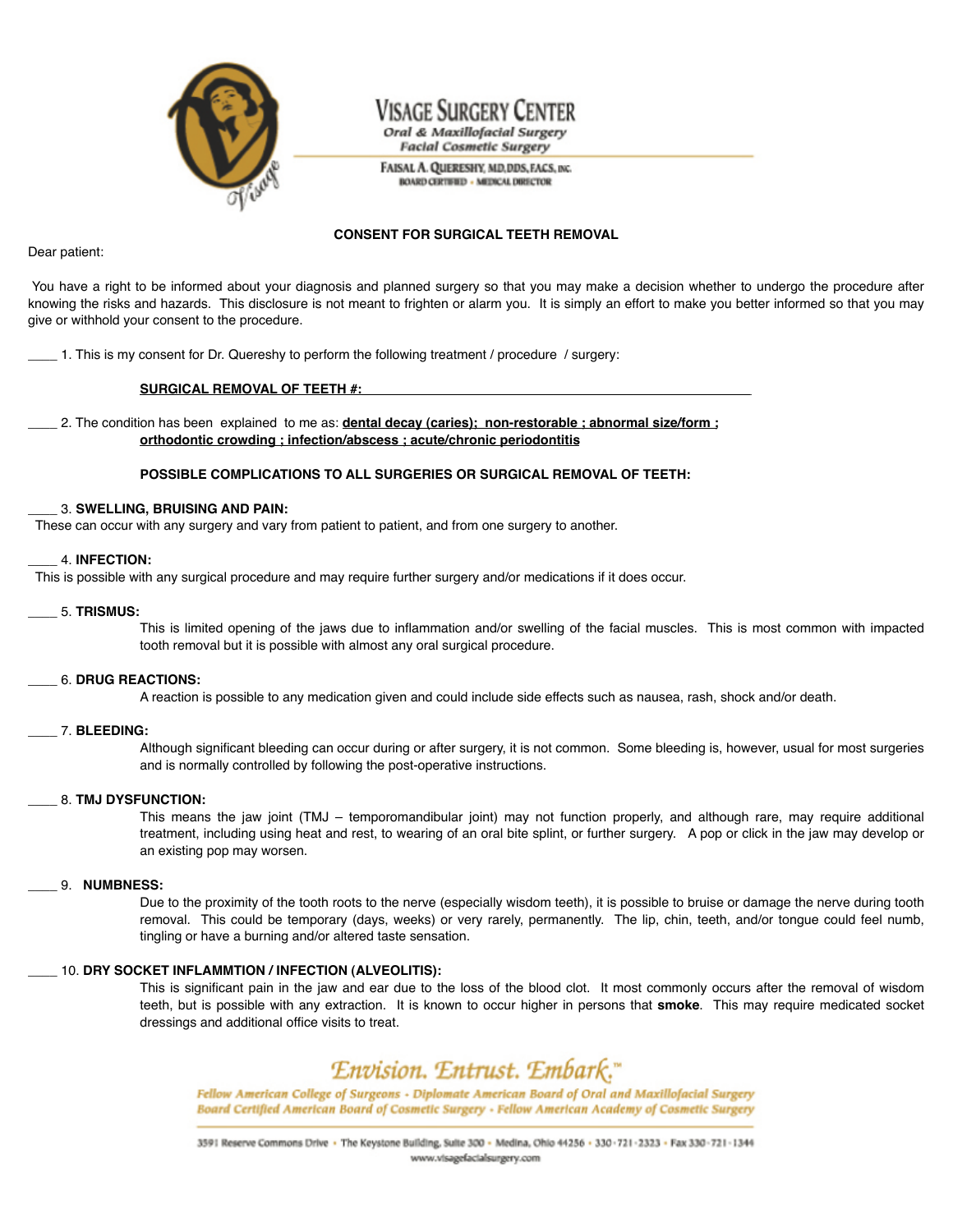VISAGE SURGERY CENTER

Oral & Maxillofacial Surgery

Facial Cosmetic Surgery

FAISAL A. QUERESHY, MD, DDS, FACS, INC.

BOARD CERTIFIED - MEDICAL DIRECTOR

## CONSENT FOR SURGICAL TEETH REMOVAL

Dear patient:

You have a right to be informed about your diagnosis and planned surgery so that you may make a decision whether to undergo the procedure after knowing the risks and hazards. This disclosure is not meant to frighten or alarm you. It is simply an effort to make you better informed so that you may give or withhold your consent to the procedure.

____ 1. This is my consent for Dr. Quereshy to perform the following treatment / procedure / surgery:

**SURGICAL REMOVAL OF TEETH #:** ______________________________

____ 2. The condition has been explained to me as: **dental decay (caries); non-restorable ; abnormal size/form ; orthodontic crowding ; infection/abscess ; acute/chronic periodontitis**

**POSSIBLE COMPLICATIONS TO ALL SURGERIES OR SURGICAL REMOVAL OF TEETH:**

____ 3. **SWELLING, BRUISING AND PAIN:**
These can occur with any surgery and vary from patient to patient, and from one surgery to another.

____ 4. **INFECTION:**
This is possible with any surgical procedure and may require further surgery and/or medications if it does occur.

____ 5. **TRISMUS:**
This is limited opening of the jaws due to inflammation and/or swelling of the facial muscles. This is most common with impacted tooth removal but it is possible with almost any oral surgical procedure.

____ 6. **DRUG REACTIONS:**
A reaction is possible to any medication given and could include side effects such as nausea, rash, shock and/or death.

____ 7. **BLEEDING:**
Although significant bleeding can occur during or after surgery, it is not common. Some bleeding is, however, usual for most surgeries and is normally controlled by following the post-operative instructions.

____ 8. **TMJ DYSFUNCTION:**
This means the jaw joint (TMJ – temporomandibular joint) may not function properly, and although rare, may require additional treatment, including using heat and rest, to wearing of an oral bite splint, or further surgery. A pop or click in the jaw may develop or an existing pop may worsen.

____ 9. **NUMBNESS:**
Due to the proximity of the tooth roots to the nerve (especially wisdom teeth), it is possible to bruise or damage the nerve during tooth removal. This could be temporary (days, weeks) or very rarely, permanently. The lip, chin, teeth, and/or tongue could feel numb, tingling or have a burning and/or altered taste sensation.

____ 10. **DRY SOCKET INFLAMMTION / INFECTION (ALVEOLITIS):**
This is significant pain in the jaw and ear due to the loss of the blood clot. It most commonly occurs after the removal of wisdom teeth, but is possible with any extraction. It is known to occur higher in persons that **smoke**. This may require medicated socket dressings and additional office visits to treat.

*Envision. Entrust. Embark.™*

*Fellow American College of Surgeons - Diplomate American Board of Oral and Maxillofacial Surgery*
*Board Certified American Board of Cosmetic Surgery - Fellow American Academy of Cosmetic Surgery*

3591 Reserve Commons Drive - The Keystone Building, Suite 300 - Medina, Ohio 44256 - 330-721-2323 - Fax 330-721-1344
www.visagefacialsurgery.com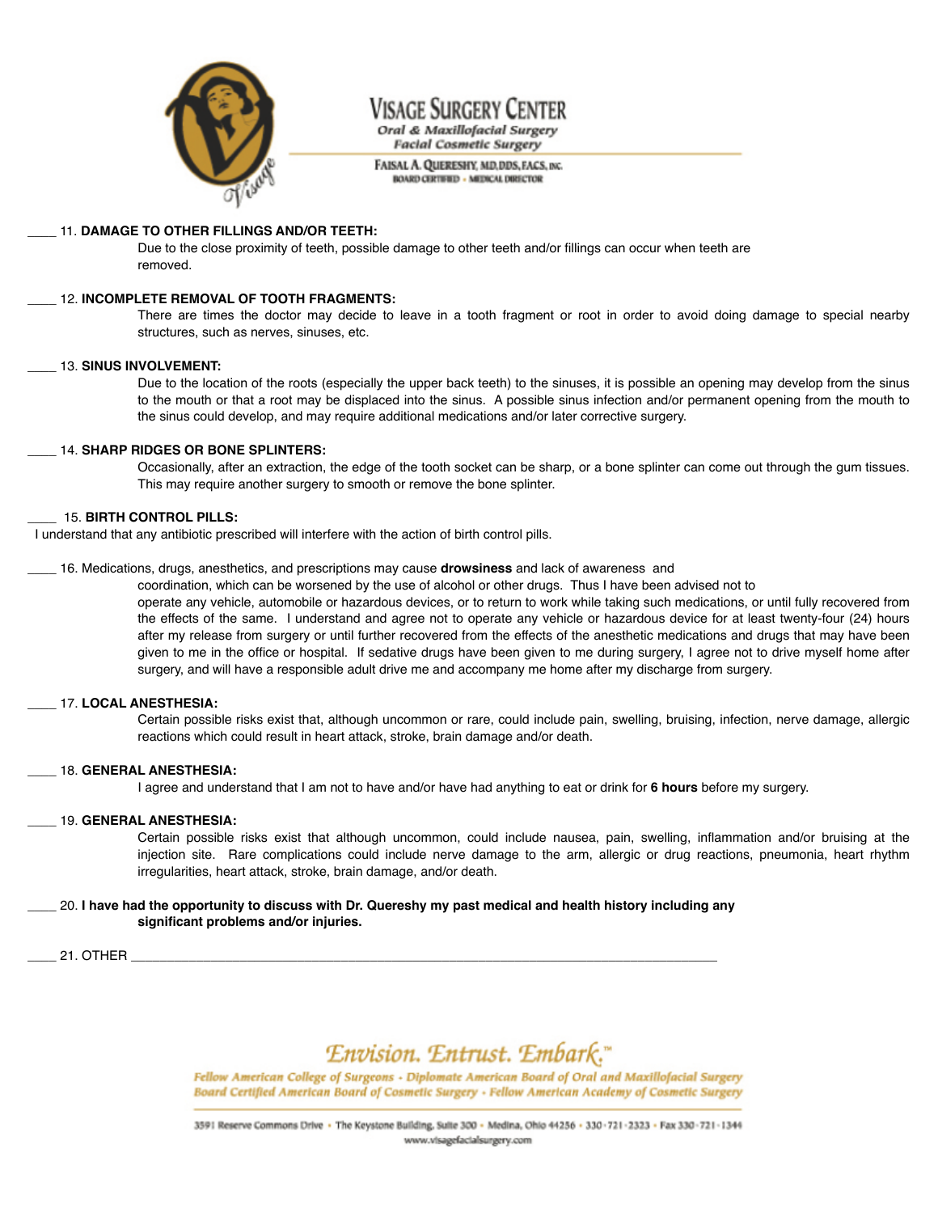____ 11. **DAMAGE TO OTHER FILLINGS AND/OR TEETH:**

Due to the close proximity of teeth, possible damage to other teeth and/or fillings can occur when teeth are removed.

____ 12. **INCOMPLETE REMOVAL OF TOOTH FRAGMENTS:**

There are times the doctor may decide to leave in a tooth fragment or root in order to avoid doing damage to special nearby structures, such as nerves, sinuses, etc.

____ 13. **SINUS INVOLVEMENT:**

Due to the location of the roots (especially the upper back teeth) to the sinuses, it is possible an opening may develop from the sinus to the mouth or that a root may be displaced into the sinus. A possible sinus infection and/or permanent opening from the mouth to the sinus could develop, and may require additional medications and/or later corrective surgery.

____ 14. **SHARP RIDGES OR BONE SPLINTERS:**

Occasionally, after an extraction, the edge of the tooth socket can be sharp, or a bone splinter can come out through the gum tissues. This may require another surgery to smooth or remove the bone splinter.

____ 15. **BIRTH CONTROL PILLS:**

I understand that any antibiotic prescribed will interfere with the action of birth control pills.

____ 16. Medications, drugs, anesthetics, and prescriptions may cause **drowsiness** and lack of awareness and coordination, which can be worsened by the use of alcohol or other drugs. Thus I have been advised not to operate any vehicle, automobile or hazardous devices, or to return to work while taking such medications, or until fully recovered from the effects of the same. I understand and agree not to operate any vehicle or hazardous device for at least twenty-four (24) hours after my release from surgery or until further recovered from the effects of the anesthetic medications and drugs that may have been given to me in the office or hospital. If sedative drugs have been given to me during surgery, I agree not to drive myself home after surgery, and will have a responsible adult drive me and accompany me home after my discharge from surgery.

____ 17. **LOCAL ANESTHESIA:**

Certain possible risks exist that, although uncommon or rare, could include pain, swelling, bruising, infection, nerve damage, allergic reactions which could result in heart attack, stroke, brain damage and/or death.

____ 18. **GENERAL ANESTHESIA:**

I agree and understand that I am not to have and/or have had anything to eat or drink for **6 hours** before my surgery.

____ 19. **GENERAL ANESTHESIA:**

Certain possible risks exist that although uncommon, could include nausea, pain, swelling, inflammation and/or bruising at the injection site. Rare complications could include nerve damage to the arm, allergic or drug reactions, pneumonia, heart rhythm irregularities, heart attack, stroke, brain damage, and/or death.

____ 20. **I have had the opportunity to discuss with Dr. Quereshy my past medical and health history including any significant problems and/or injuries.**

____ 21. OTHER ________________________________________________________________________________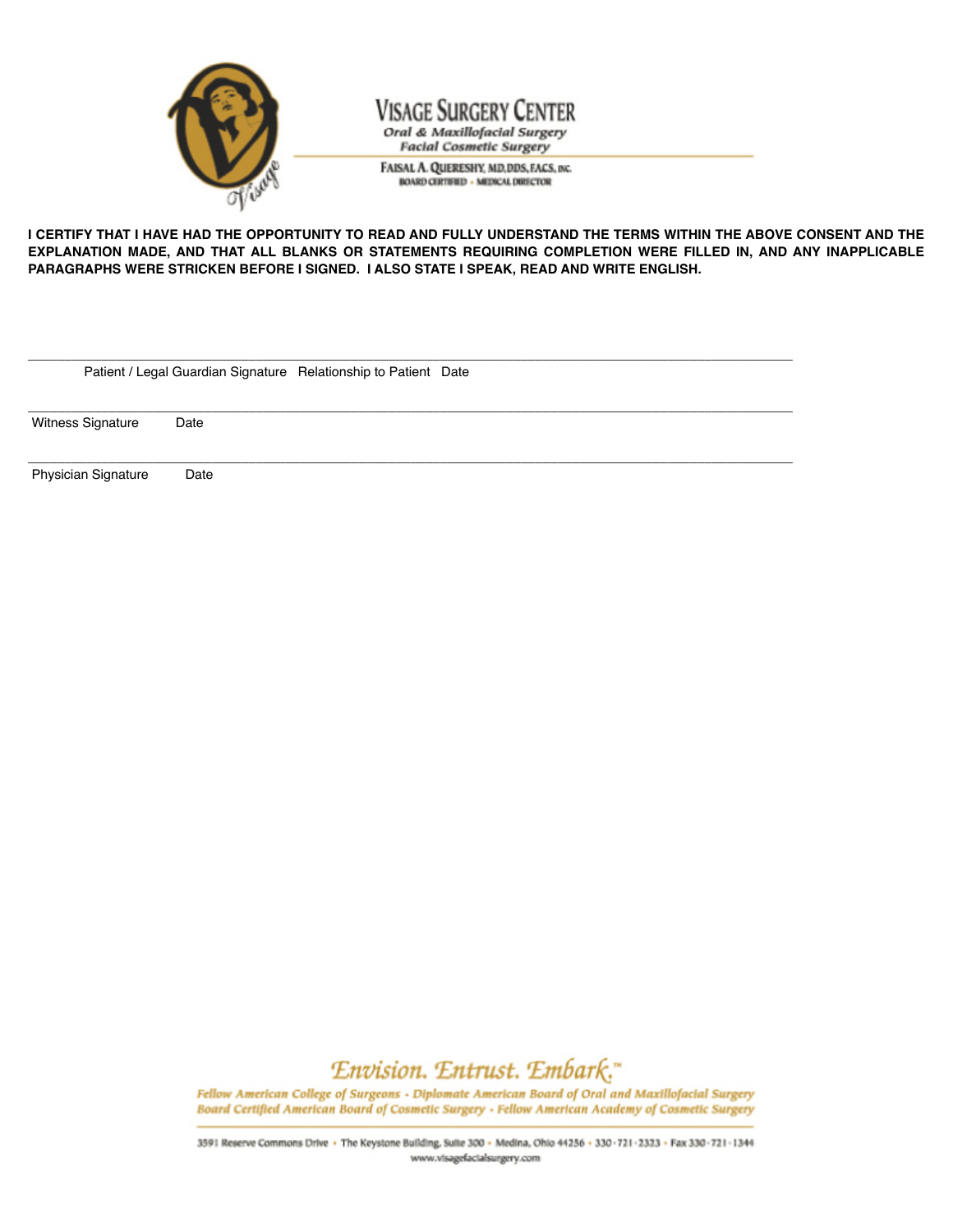VISAGE SURGERY CENTER

*Oral & Maxillofacial Surgery*
*Facial Cosmetic Surgery*

FAISAL A. QUERESHY, MD, DDS, FACS, INC.
BOARD CERTIFIED • MEDICAL DIRECTOR

**I CERTIFY THAT I HAVE HAD THE OPPORTUNITY TO READ AND FULLY UNDERSTAND THE TERMS WITHIN THE ABOVE CONSENT AND THE EXPLANATION MADE, AND THAT ALL BLANKS OR STATEMENTS REQUIRING COMPLETION WERE FILLED IN, AND ANY INAPPLICABLE PARAGRAPHS WERE STRICKEN BEFORE I SIGNED. I ALSO STATE I SPEAK, READ AND WRITE ENGLISH.**

\_\_\_\_\_\_\_\_\_\_\_\_\_\_\_\_\_\_\_\_\_\_\_\_\_\_\_\_\_\_\_\_\_\_\_\_\_\_\_\_\_\_\_\_\_\_\_\_\_\_\_\_\_\_\_\_\_\_\_\_

Patient / Legal Guardian Signature Relationship to Patient Date

\_\_\_\_\_\_\_\_\_\_\_\_\_\_\_\_\_\_\_\_\_\_\_\_\_\_\_\_\_\_\_\_\_\_\_\_\_\_\_\_\_\_\_\_\_\_\_\_\_\_\_\_\_\_\_\_\_\_\_\_

Witness Signature Date

\_\_\_\_\_\_\_\_\_\_\_\_\_\_\_\_\_\_\_\_\_\_\_\_\_\_\_\_\_\_\_\_\_\_\_\_\_\_\_\_\_\_\_\_\_\_\_\_\_\_\_\_\_\_\_\_\_\_\_\_

Physician Signature Date

*Envision. Entrust. Embark.™*

*Fellow American College of Surgeons • Diplomate American Board of Oral and Maxillofacial Surgery*
*Board Certified American Board of Cosmetic Surgery • Fellow American Academy of Cosmetic Surgery*

3591 Reserve Commons Drive • The Keystone Building, Suite 300 • Medina, Ohio 44256 • 330-721-2323 • Fax 330-721-1344
www.visagefacialsurgery.com